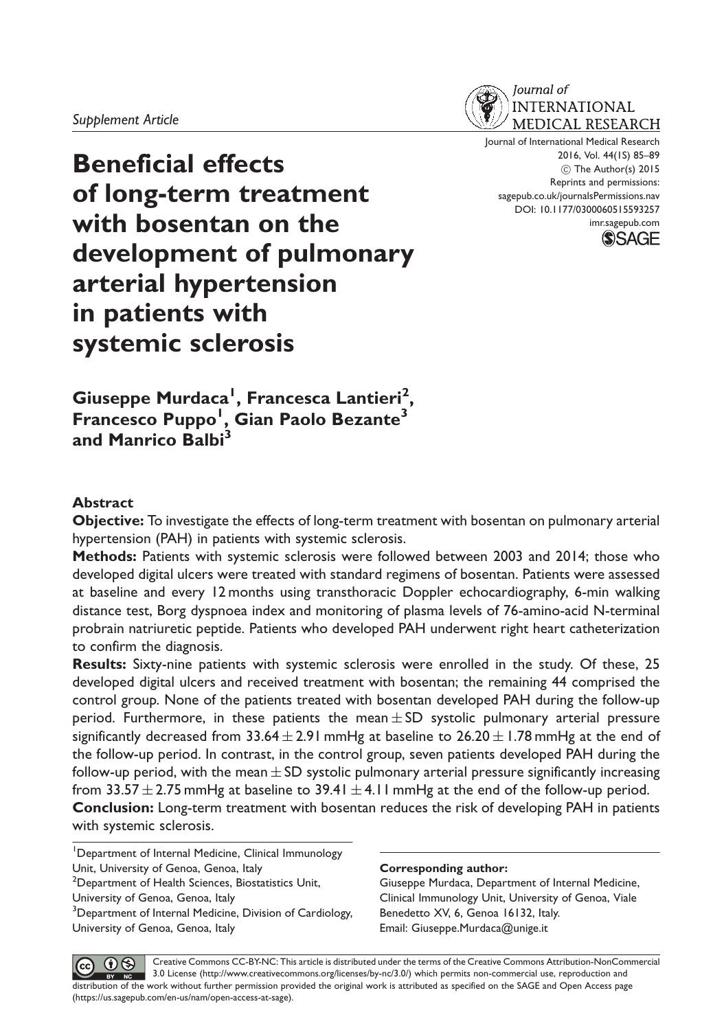*Supplement Article*

# Beneficial effects of long-term treatment with bosentan on the development of pulmonary arterial hypertension in patients with systemic sclerosis

Journal of International Medical Research 2016, Vol. 44(1S) 85–89
© The Author(s) 2015
Reprints and permissions: sagepub.co.uk/journalsPermissions.nav
DOI: 10.1177/0300060515593257
imr.sagepub.com

**Giuseppe Murdaca[1], Francesca Lantieri[2], Francesco Puppo[1], Gian Paolo Bezante[3] and Manrico Balbi[3]**

## Abstract

**Objective:** To investigate the effects of long-term treatment with bosentan on pulmonary arterial hypertension (PAH) in patients with systemic sclerosis.

**Methods:** Patients with systemic sclerosis were followed between 2003 and 2014; those who developed digital ulcers were treated with standard regimens of bosentan. Patients were assessed at baseline and every 12 months using transthoracic Doppler echocardiography, 6-min walking distance test, Borg dyspnoea index and monitoring of plasma levels of 76-amino-acid N-terminal probrain natriuretic peptide. Patients who developed PAH underwent right heart catheterization to confirm the diagnosis.

**Results:** Sixty-nine patients with systemic sclerosis were enrolled in the study. Of these, 25 developed digital ulcers and received treatment with bosentan; the remaining 44 comprised the control group. None of the patients treated with bosentan developed PAH during the follow-up period. Furthermore, in these patients the mean $\pm$ SD systolic pulmonary arterial pressure significantly decreased from $33.64 \pm 2.91$ mmHg at baseline to $26.20 \pm 1.78$ mmHg at the end of the follow-up period. In contrast, in the control group, seven patients developed PAH during the follow-up period, with the mean $\pm$ SD systolic pulmonary arterial pressure significantly increasing from $33.57 \pm 2.75$ mmHg at baseline to $39.41 \pm 4.11$ mmHg at the end of the follow-up period.

**Conclusion:** Long-term treatment with bosentan reduces the risk of developing PAH in patients with systemic sclerosis.

[1]Department of Internal Medicine, Clinical Immunology Unit, University of Genoa, Genoa, Italy
[2]Department of Health Sciences, Biostatistics Unit, University of Genoa, Genoa, Italy
[3]Department of Internal Medicine, Division of Cardiology, University of Genoa, Genoa, Italy

**Corresponding author:**
Giuseppe Murdaca, Department of Internal Medicine, Clinical Immunology Unit, University of Genoa, Viale Benedetto XV, 6, Genoa 16132, Italy.
Email: Giuseppe.Murdaca@unige.it

Creative Commons CC-BY-NC: This article is distributed under the terms of the Creative Commons Attribution-NonCommercial 3.0 License (http://www.creativecommons.org/licenses/by-nc/3.0/) which permits non-commercial use, reproduction and distribution of the work without further permission provided the original work is attributed as specified on the SAGE and Open Access page (https://us.sagepub.com/en-us/nam/open-access-at-sage).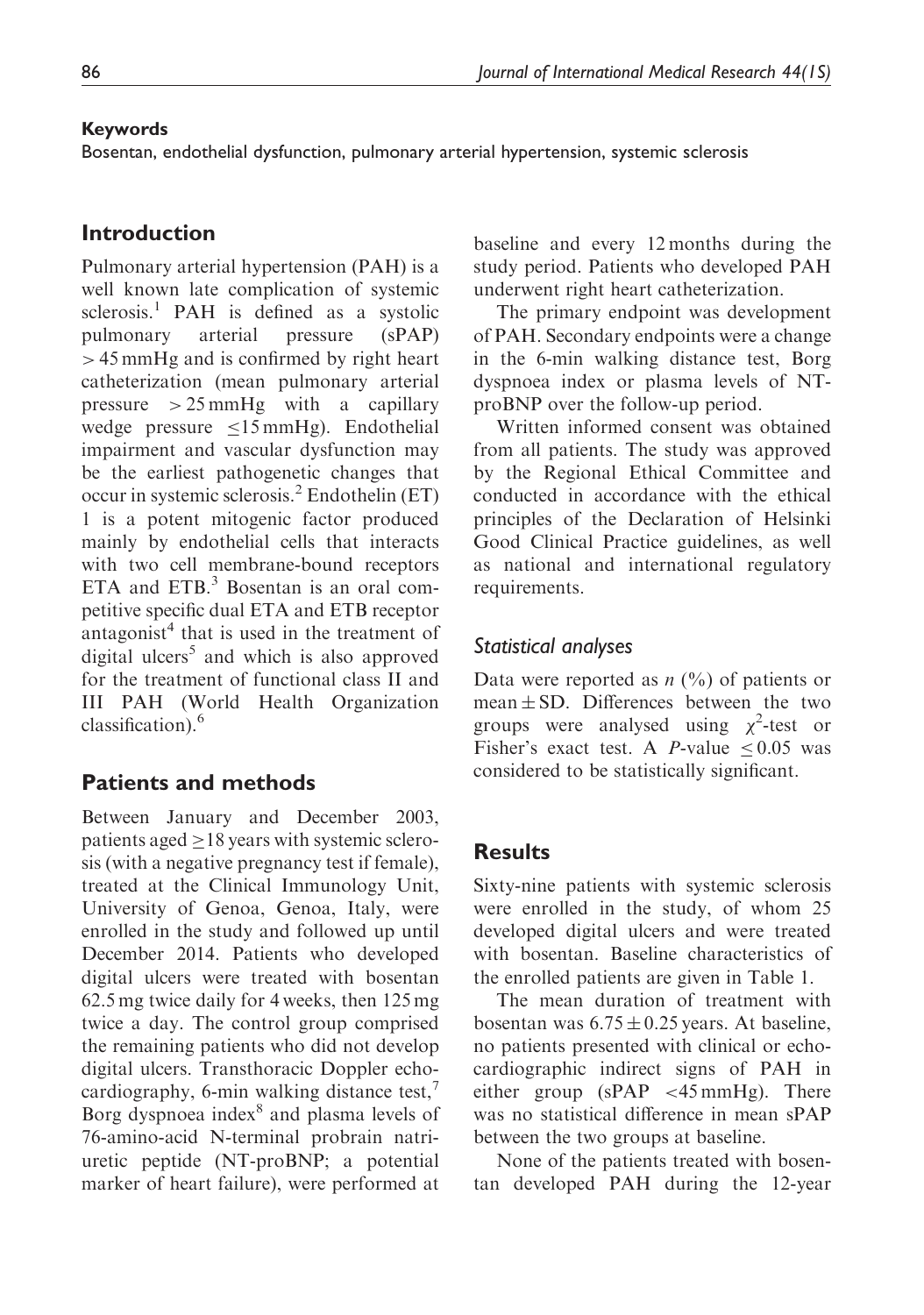**Keywords**

Bosentan, endothelial dysfunction, pulmonary arterial hypertension, systemic sclerosis

## Introduction

Pulmonary arterial hypertension (PAH) is a well known late complication of systemic sclerosis.[1] PAH is defined as a systolic pulmonary arterial pressure (sPAP) > 45 mmHg and is confirmed by right heart catheterization (mean pulmonary arterial pressure > 25 mmHg with a capillary wedge pressure ≤15 mmHg). Endothelial impairment and vascular dysfunction may be the earliest pathogenetic changes that occur in systemic sclerosis.[2] Endothelin (ET) 1 is a potent mitogenic factor produced mainly by endothelial cells that interacts with two cell membrane-bound receptors ETA and ETB.[3] Bosentan is an oral competitive specific dual ETA and ETB receptor antagonist[4] that is used in the treatment of digital ulcers[5] and which is also approved for the treatment of functional class II and III PAH (World Health Organization classification).[6]

## Patients and methods

Between January and December 2003, patients aged ≥18 years with systemic sclerosis (with a negative pregnancy test if female), treated at the Clinical Immunology Unit, University of Genoa, Genoa, Italy, were enrolled in the study and followed up until December 2014. Patients who developed digital ulcers were treated with bosentan 62.5 mg twice daily for 4 weeks, then 125 mg twice a day. The control group comprised the remaining patients who did not develop digital ulcers. Transthoracic Doppler echocardiography, 6-min walking distance test,[7] Borg dyspnoea index[8] and plasma levels of 76-amino-acid N-terminal probrain natriuretic peptide (NT-proBNP; a potential marker of heart failure), were performed at baseline and every 12 months during the study period. Patients who developed PAH underwent right heart catheterization.

The primary endpoint was development of PAH. Secondary endpoints were a change in the 6-min walking distance test, Borg dyspnoea index or plasma levels of NT-proBNP over the follow-up period.

Written informed consent was obtained from all patients. The study was approved by the Regional Ethical Committee and conducted in accordance with the ethical principles of the Declaration of Helsinki Good Clinical Practice guidelines, as well as national and international regulatory requirements.

### Statistical analyses

Data were reported as $n$ (%) of patients or mean ± SD. Differences between the two groups were analysed using $\chi^2$-test or Fisher's exact test. A $P$-value $\leq 0.05$ was considered to be statistically significant.

## Results

Sixty-nine patients with systemic sclerosis were enrolled in the study, of whom 25 developed digital ulcers and were treated with bosentan. Baseline characteristics of the enrolled patients are given in Table 1.

The mean duration of treatment with bosentan was 6.75 ± 0.25 years. At baseline, no patients presented with clinical or echocardiographic indirect signs of PAH in either group (sPAP <45 mmHg). There was no statistical difference in mean sPAP between the two groups at baseline.

None of the patients treated with bosentan developed PAH during the 12-year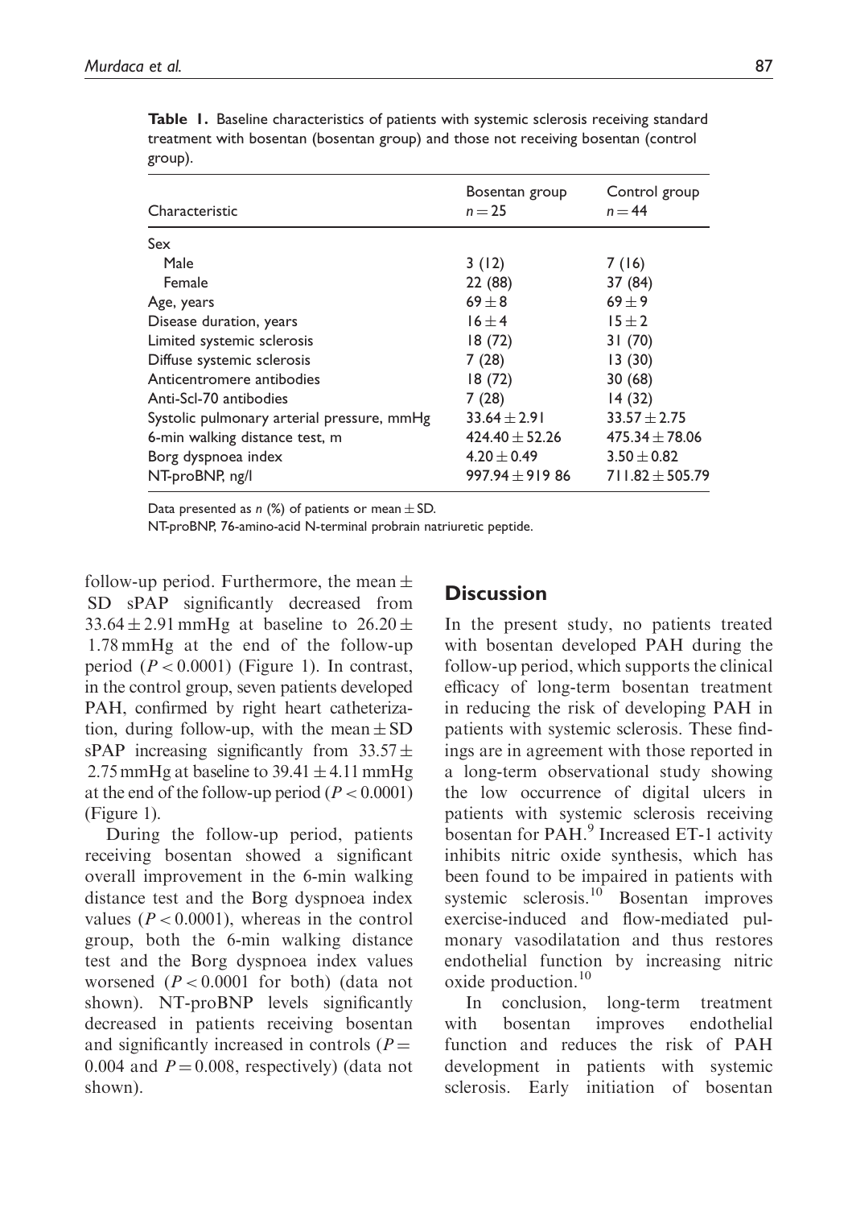**Table 1.** Baseline characteristics of patients with systemic sclerosis receiving standard treatment with bosentan (bosentan group) and those not receiving bosentan (control group).

| Characteristic | Bosentan group $n = 25$ | Control group $n = 44$ |
|---|---|---|
| Sex | | |
| Male | 3 (12) | 7 (16) |
| Female | 22 (88) | 37 (84) |
| Age, years | $69 \pm 8$ | $69 \pm 9$ |
| Disease duration, years | $16 \pm 4$ | $15 \pm 2$ |
| Limited systemic sclerosis | 18 (72) | 31 (70) |
| Diffuse systemic sclerosis | 7 (28) | 13 (30) |
| Anticentromere antibodies | 18 (72) | 30 (68) |
| Anti-Scl-70 antibodies | 7 (28) | 14 (32) |
| Systolic pulmonary arterial pressure, mmHg | $33.64 \pm 2.91$ | $33.57 \pm 2.75$ |
| 6-min walking distance test, m | $424.40 \pm 52.26$ | $475.34 \pm 78.06$ |
| Borg dyspnoea index | $4.20 \pm 0.49$ | $3.50 \pm 0.82$ |
| NT-proBNP, ng/l | $997.94 \pm 919\ 86$ | $711.82 \pm 505.79$ |

Data presented as *n* (%) of patients or mean ± SD.

NT-proBNP, 76-amino-acid N-terminal probrain natriuretic peptide.

follow-up period. Furthermore, the mean ± SD sPAP significantly decreased from $33.64 \pm 2.91$ mmHg at baseline to $26.20 \pm 1.78$ mmHg at the end of the follow-up period ($P < 0.0001$) (Figure 1). In contrast, in the control group, seven patients developed PAH, confirmed by right heart catheterization, during follow-up, with the mean ± SD sPAP increasing significantly from $33.57 \pm 2.75$ mmHg at baseline to $39.41 \pm 4.11$ mmHg at the end of the follow-up period ($P < 0.0001$) (Figure 1).

During the follow-up period, patients receiving bosentan showed a significant overall improvement in the 6-min walking distance test and the Borg dyspnoea index values ($P < 0.0001$), whereas in the control group, both the 6-min walking distance test and the Borg dyspnoea index values worsened ($P < 0.0001$ for both) (data not shown). NT-proBNP levels significantly decreased in patients receiving bosentan and significantly increased in controls ($P = 0.004$ and $P = 0.008$, respectively) (data not shown).

## Discussion

In the present study, no patients treated with bosentan developed PAH during the follow-up period, which supports the clinical efficacy of long-term bosentan treatment in reducing the risk of developing PAH in patients with systemic sclerosis. These findings are in agreement with those reported in a long-term observational study showing the low occurrence of digital ulcers in patients with systemic sclerosis receiving bosentan for PAH.[9] Increased ET-1 activity inhibits nitric oxide synthesis, which has been found to be impaired in patients with systemic sclerosis.[10] Bosentan improves exercise-induced and flow-mediated pulmonary vasodilatation and thus restores endothelial function by increasing nitric oxide production.[10]

In conclusion, long-term treatment with bosentan improves endothelial function and reduces the risk of PAH development in patients with systemic sclerosis. Early initiation of bosentan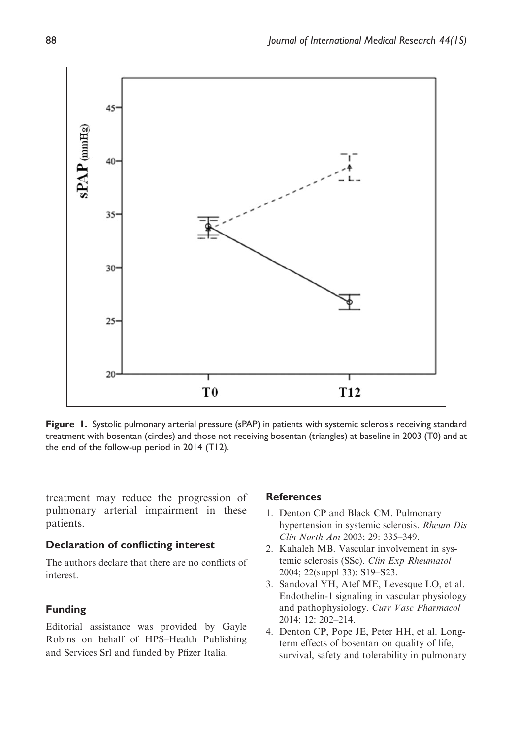Figure 1. Systolic pulmonary arterial pressure (sPAP) in patients with systemic sclerosis receiving standard treatment with bosentan (circles) and those not receiving bosentan (triangles) at baseline in 2003 (T0) and at the end of the follow-up period in 2014 (T12).

treatment may reduce the progression of pulmonary arterial impairment in these patients.

## Declaration of conflicting interest

The authors declare that there are no conflicts of interest.

## Funding

Editorial assistance was provided by Gayle Robins on behalf of HPS–Health Publishing and Services Srl and funded by Pfizer Italia.

## References

1. Denton CP and Black CM. Pulmonary hypertension in systemic sclerosis. *Rheum Dis Clin North Am* 2003; 29: 335–349.
2. Kahaleh MB. Vascular involvement in systemic sclerosis (SSc). *Clin Exp Rheumatol* 2004; 22(suppl 33): S19–S23.
3. Sandoval YH, Atef ME, Levesque LO, et al. Endothelin-1 signaling in vascular physiology and pathophysiology. *Curr Vasc Pharmacol* 2014; 12: 202–214.
4. Denton CP, Pope JE, Peter HH, et al. Long-term effects of bosentan on quality of life, survival, safety and tolerability in pulmonary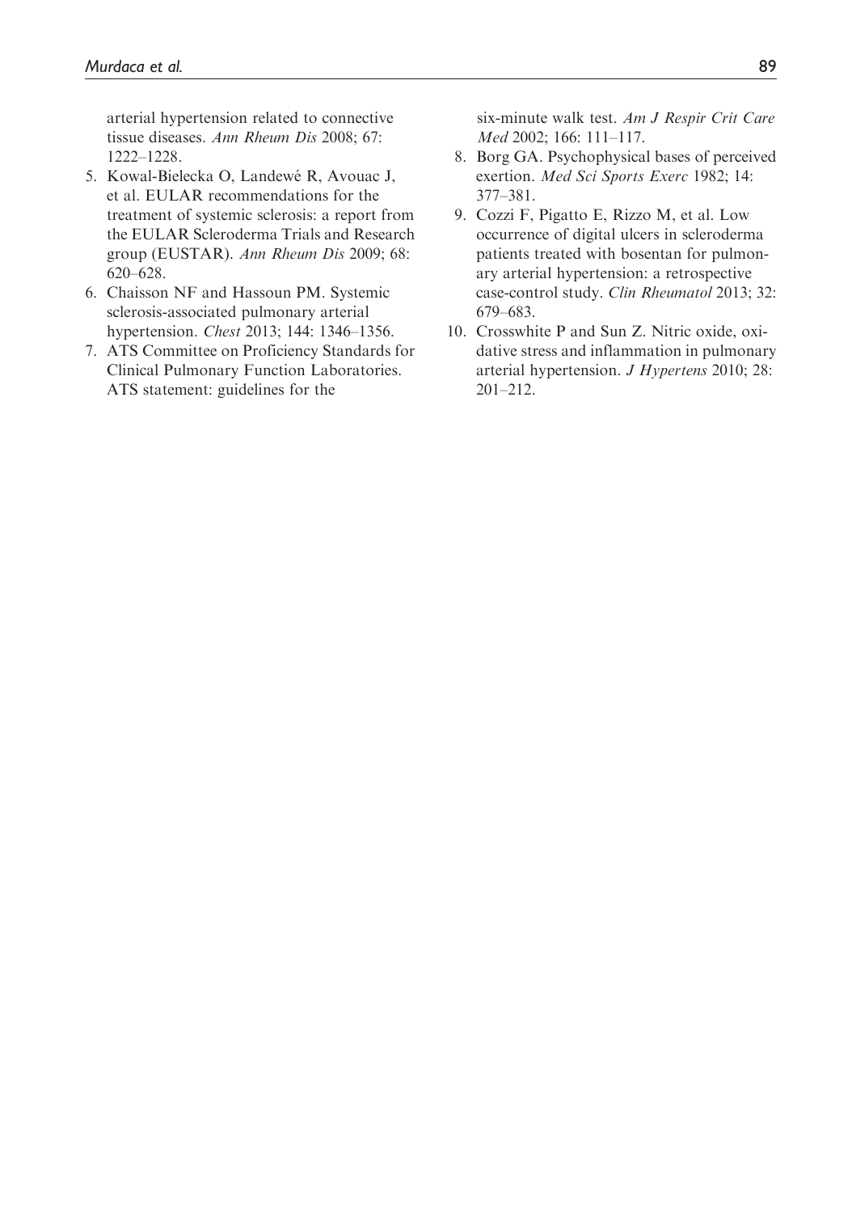arterial hypertension related to connective tissue diseases. *Ann Rheum Dis* 2008; 67: 1222–1228.

5. Kowal-Bielecka O, Landewé R, Avouac J, et al. EULAR recommendations for the treatment of systemic sclerosis: a report from the EULAR Scleroderma Trials and Research group (EUSTAR). *Ann Rheum Dis* 2009; 68: 620–628.
6. Chaisson NF and Hassoun PM. Systemic sclerosis-associated pulmonary arterial hypertension. *Chest* 2013; 144: 1346–1356.
7. ATS Committee on Proficiency Standards for Clinical Pulmonary Function Laboratories. ATS statement: guidelines for the six-minute walk test. *Am J Respir Crit Care Med* 2002; 166: 111–117.
8. Borg GA. Psychophysical bases of perceived exertion. *Med Sci Sports Exerc* 1982; 14: 377–381.
9. Cozzi F, Pigatto E, Rizzo M, et al. Low occurrence of digital ulcers in scleroderma patients treated with bosentan for pulmonary arterial hypertension: a retrospective case-control study. *Clin Rheumatol* 2013; 32: 679–683.
10. Crosswhite P and Sun Z. Nitric oxide, oxidative stress and inflammation in pulmonary arterial hypertension. *J Hypertens* 2010; 28: 201–212.